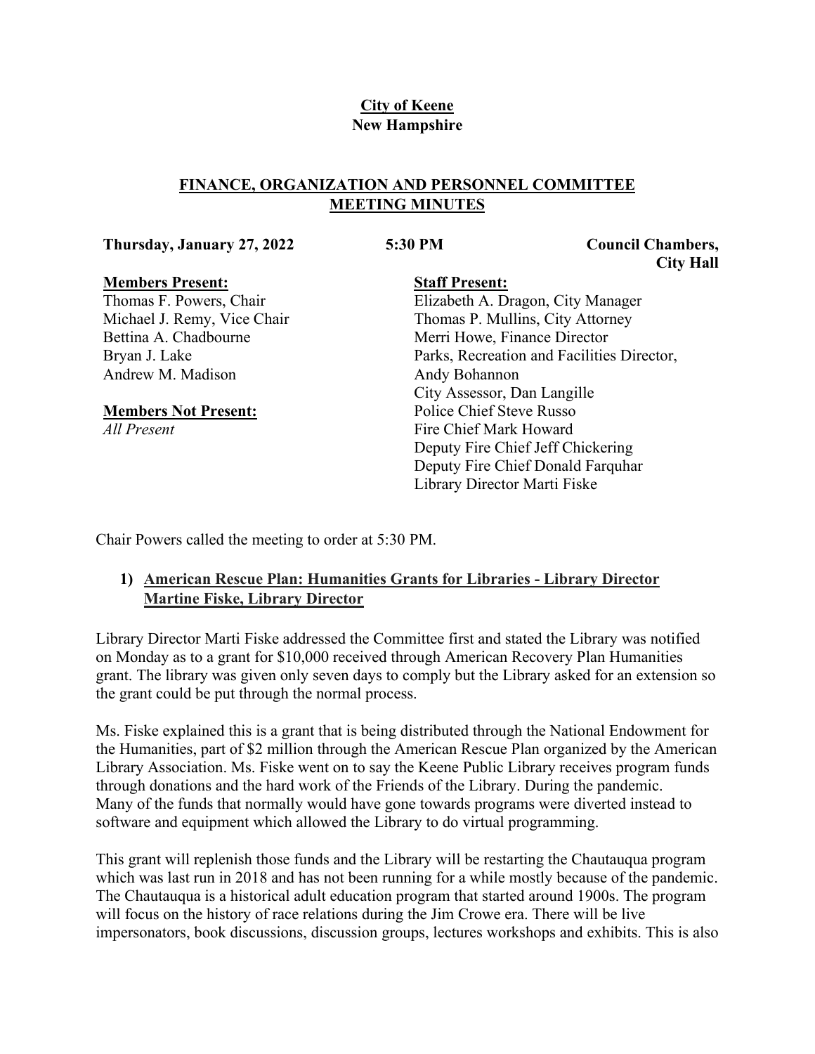**City of Keene**
**New Hampshire**

## FINANCE, ORGANIZATION AND PERSONNEL COMMITTEE MEETING MINUTES

**Thursday, January 27, 2022** **5:30 PM** **Council Chambers, City Hall**

**Members Present:**
Thomas F. Powers, Chair
Michael J. Remy, Vice Chair
Bettina A. Chadbourne
Bryan J. Lake
Andrew M. Madison

**Members Not Present:**
*All Present*

**Staff Present:**
Elizabeth A. Dragon, City Manager
Thomas P. Mullins, City Attorney
Merri Howe, Finance Director
Parks, Recreation and Facilities Director, Andy Bohannon
City Assessor, Dan Langille
Police Chief Steve Russo
Fire Chief Mark Howard
Deputy Fire Chief Jeff Chickering
Deputy Fire Chief Donald Farquhar
Library Director Marti Fiske

Chair Powers called the meeting to order at 5:30 PM.

### 1) American Rescue Plan: Humanities Grants for Libraries - Library Director Martine Fiske, Library Director

Library Director Marti Fiske addressed the Committee first and stated the Library was notified on Monday as to a grant for $10,000 received through American Recovery Plan Humanities grant. The library was given only seven days to comply but the Library asked for an extension so the grant could be put through the normal process.

Ms. Fiske explained this is a grant that is being distributed through the National Endowment for the Humanities, part of $2 million through the American Rescue Plan organized by the American Library Association. Ms. Fiske went on to say the Keene Public Library receives program funds through donations and the hard work of the Friends of the Library. During the pandemic. Many of the funds that normally would have gone towards programs were diverted instead to software and equipment which allowed the Library to do virtual programming.

This grant will replenish those funds and the Library will be restarting the Chautauqua program which was last run in 2018 and has not been running for a while mostly because of the pandemic. The Chautauqua is a historical adult education program that started around 1900s. The program will focus on the history of race relations during the Jim Crowe era. There will be live impersonators, book discussions, discussion groups, lectures workshops and exhibits. This is also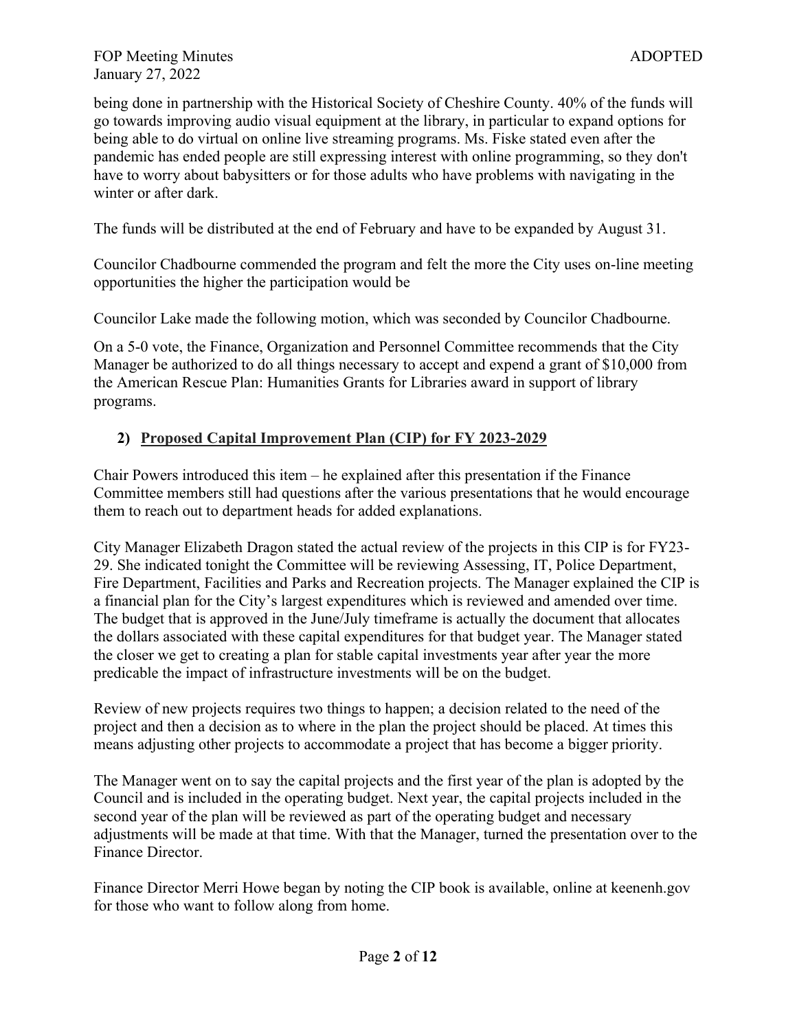being done in partnership with the Historical Society of Cheshire County. 40% of the funds will go towards improving audio visual equipment at the library, in particular to expand options for being able to do virtual on online live streaming programs. Ms. Fiske stated even after the pandemic has ended people are still expressing interest with online programming, so they don't have to worry about babysitters or for those adults who have problems with navigating in the winter or after dark.

The funds will be distributed at the end of February and have to be expanded by August 31.

Councilor Chadbourne commended the program and felt the more the City uses on-line meeting opportunities the higher the participation would be

Councilor Lake made the following motion, which was seconded by Councilor Chadbourne.

On a 5-0 vote, the Finance, Organization and Personnel Committee recommends that the City Manager be authorized to do all things necessary to accept and expend a grant of $10,000 from the American Rescue Plan: Humanities Grants for Libraries award in support of library programs.

**2) Proposed Capital Improvement Plan (CIP) for FY 2023-2029**

Chair Powers introduced this item – he explained after this presentation if the Finance Committee members still had questions after the various presentations that he would encourage them to reach out to department heads for added explanations.

City Manager Elizabeth Dragon stated the actual review of the projects in this CIP is for FY23-29. She indicated tonight the Committee will be reviewing Assessing, IT, Police Department, Fire Department, Facilities and Parks and Recreation projects. The Manager explained the CIP is a financial plan for the City's largest expenditures which is reviewed and amended over time. The budget that is approved in the June/July timeframe is actually the document that allocates the dollars associated with these capital expenditures for that budget year. The Manager stated the closer we get to creating a plan for stable capital investments year after year the more predicable the impact of infrastructure investments will be on the budget.

Review of new projects requires two things to happen; a decision related to the need of the project and then a decision as to where in the plan the project should be placed. At times this means adjusting other projects to accommodate a project that has become a bigger priority.

The Manager went on to say the capital projects and the first year of the plan is adopted by the Council and is included in the operating budget. Next year, the capital projects included in the second year of the plan will be reviewed as part of the operating budget and necessary adjustments will be made at that time. With that the Manager, turned the presentation over to the Finance Director.

Finance Director Merri Howe began by noting the CIP book is available, online at keenenh.gov for those who want to follow along from home.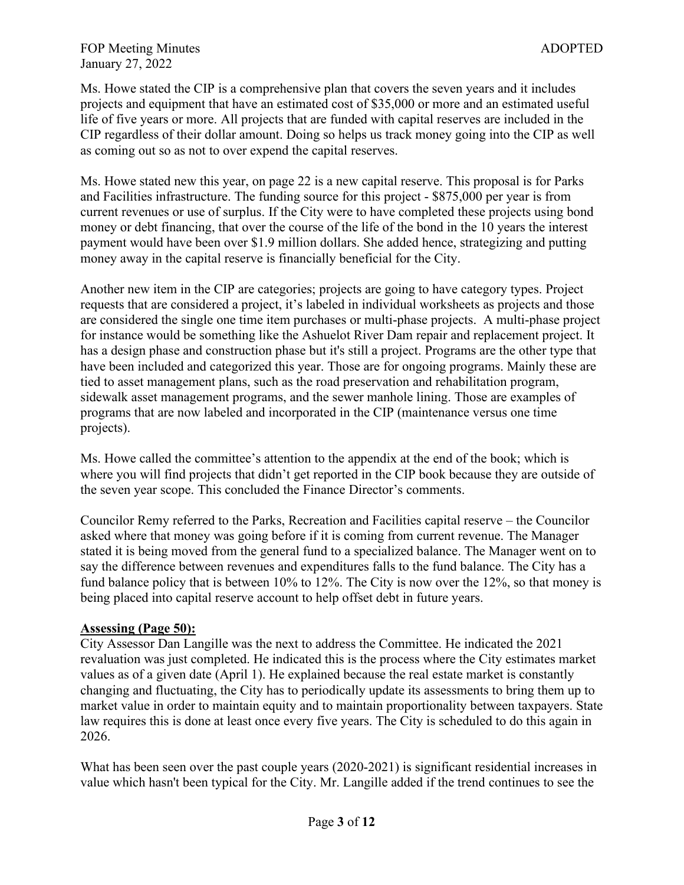Ms. Howe stated the CIP is a comprehensive plan that covers the seven years and it includes projects and equipment that have an estimated cost of $35,000 or more and an estimated useful life of five years or more. All projects that are funded with capital reserves are included in the CIP regardless of their dollar amount. Doing so helps us track money going into the CIP as well as coming out so as not to over expend the capital reserves.

Ms. Howe stated new this year, on page 22 is a new capital reserve. This proposal is for Parks and Facilities infrastructure. The funding source for this project - $875,000 per year is from current revenues or use of surplus. If the City were to have completed these projects using bond money or debt financing, that over the course of the life of the bond in the 10 years the interest payment would have been over $1.9 million dollars. She added hence, strategizing and putting money away in the capital reserve is financially beneficial for the City.

Another new item in the CIP are categories; projects are going to have category types. Project requests that are considered a project, it's labeled in individual worksheets as projects and those are considered the single one time item purchases or multi-phase projects. A multi-phase project for instance would be something like the Ashuelot River Dam repair and replacement project. It has a design phase and construction phase but it's still a project. Programs are the other type that have been included and categorized this year. Those are for ongoing programs. Mainly these are tied to asset management plans, such as the road preservation and rehabilitation program, sidewalk asset management programs, and the sewer manhole lining. Those are examples of programs that are now labeled and incorporated in the CIP (maintenance versus one time projects).

Ms. Howe called the committee's attention to the appendix at the end of the book; which is where you will find projects that didn't get reported in the CIP book because they are outside of the seven year scope. This concluded the Finance Director's comments.

Councilor Remy referred to the Parks, Recreation and Facilities capital reserve – the Councilor asked where that money was going before if it is coming from current revenue. The Manager stated it is being moved from the general fund to a specialized balance. The Manager went on to say the difference between revenues and expenditures falls to the fund balance. The City has a fund balance policy that is between 10% to 12%. The City is now over the 12%, so that money is being placed into capital reserve account to help offset debt in future years.

**Assessing (Page 50):**

City Assessor Dan Langille was the next to address the Committee. He indicated the 2021 revaluation was just completed. He indicated this is the process where the City estimates market values as of a given date (April 1). He explained because the real estate market is constantly changing and fluctuating, the City has to periodically update its assessments to bring them up to market value in order to maintain equity and to maintain proportionality between taxpayers. State law requires this is done at least once every five years. The City is scheduled to do this again in 2026.

What has been seen over the past couple years (2020-2021) is significant residential increases in value which hasn't been typical for the City. Mr. Langille added if the trend continues to see the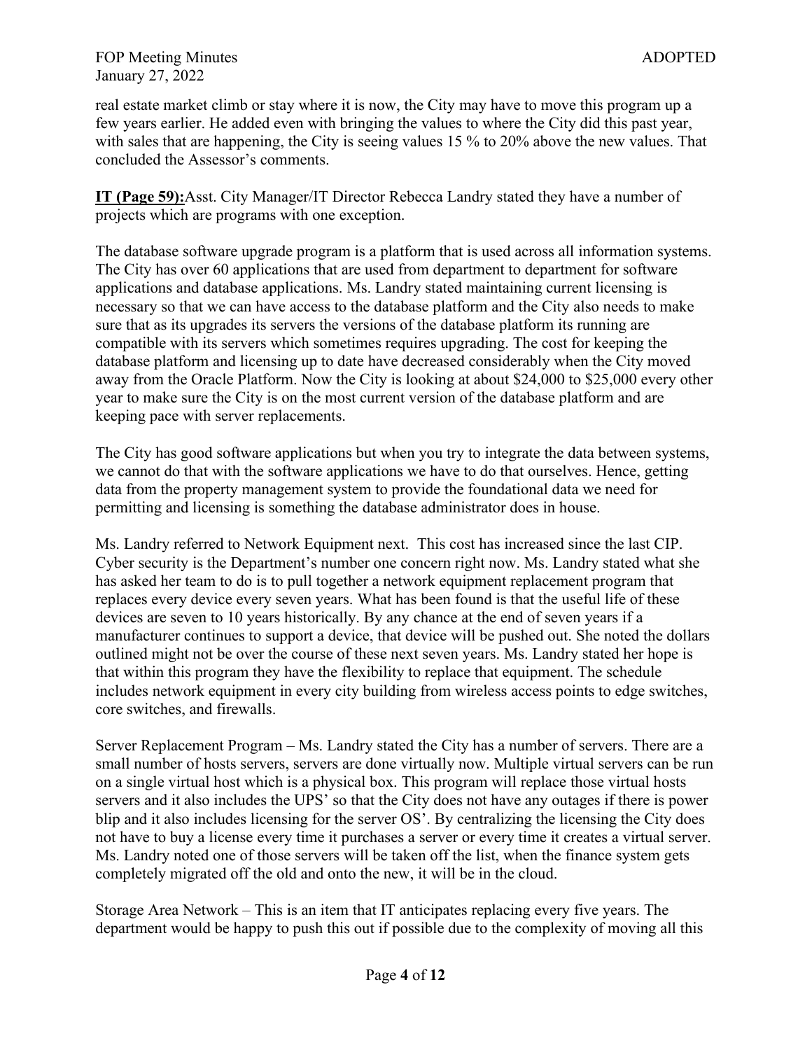real estate market climb or stay where it is now, the City may have to move this program up a few years earlier. He added even with bringing the values to where the City did this past year, with sales that are happening, the City is seeing values 15 % to 20% above the new values. That concluded the Assessor's comments.

**IT (Page 59):** Asst. City Manager/IT Director Rebecca Landry stated they have a number of projects which are programs with one exception.

The database software upgrade program is a platform that is used across all information systems. The City has over 60 applications that are used from department to department for software applications and database applications. Ms. Landry stated maintaining current licensing is necessary so that we can have access to the database platform and the City also needs to make sure that as its upgrades its servers the versions of the database platform its running are compatible with its servers which sometimes requires upgrading. The cost for keeping the database platform and licensing up to date have decreased considerably when the City moved away from the Oracle Platform. Now the City is looking at about $24,000 to $25,000 every other year to make sure the City is on the most current version of the database platform and are keeping pace with server replacements.

The City has good software applications but when you try to integrate the data between systems, we cannot do that with the software applications we have to do that ourselves. Hence, getting data from the property management system to provide the foundational data we need for permitting and licensing is something the database administrator does in house.

Ms. Landry referred to Network Equipment next. This cost has increased since the last CIP. Cyber security is the Department's number one concern right now. Ms. Landry stated what she has asked her team to do is to pull together a network equipment replacement program that replaces every device every seven years. What has been found is that the useful life of these devices are seven to 10 years historically. By any chance at the end of seven years if a manufacturer continues to support a device, that device will be pushed out. She noted the dollars outlined might not be over the course of these next seven years. Ms. Landry stated her hope is that within this program they have the flexibility to replace that equipment. The schedule includes network equipment in every city building from wireless access points to edge switches, core switches, and firewalls.

Server Replacement Program – Ms. Landry stated the City has a number of servers. There are a small number of hosts servers, servers are done virtually now. Multiple virtual servers can be run on a single virtual host which is a physical box. This program will replace those virtual hosts servers and it also includes the UPS' so that the City does not have any outages if there is power blip and it also includes licensing for the server OS'. By centralizing the licensing the City does not have to buy a license every time it purchases a server or every time it creates a virtual server. Ms. Landry noted one of those servers will be taken off the list, when the finance system gets completely migrated off the old and onto the new, it will be in the cloud.

Storage Area Network – This is an item that IT anticipates replacing every five years. The department would be happy to push this out if possible due to the complexity of moving all this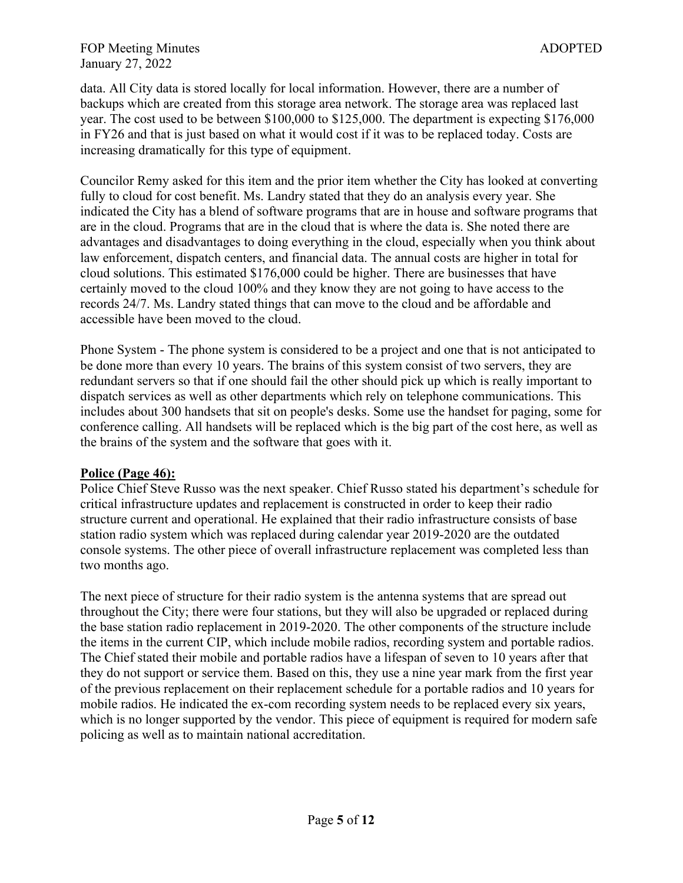data. All City data is stored locally for local information. However, there are a number of backups which are created from this storage area network. The storage area was replaced last year. The cost used to be between $100,000 to $125,000. The department is expecting $176,000 in FY26 and that is just based on what it would cost if it was to be replaced today. Costs are increasing dramatically for this type of equipment.

Councilor Remy asked for this item and the prior item whether the City has looked at converting fully to cloud for cost benefit. Ms. Landry stated that they do an analysis every year. She indicated the City has a blend of software programs that are in house and software programs that are in the cloud. Programs that are in the cloud that is where the data is. She noted there are advantages and disadvantages to doing everything in the cloud, especially when you think about law enforcement, dispatch centers, and financial data. The annual costs are higher in total for cloud solutions. This estimated $176,000 could be higher. There are businesses that have certainly moved to the cloud 100% and they know they are not going to have access to the records 24/7. Ms. Landry stated things that can move to the cloud and be affordable and accessible have been moved to the cloud.

Phone System - The phone system is considered to be a project and one that is not anticipated to be done more than every 10 years. The brains of this system consist of two servers, they are redundant servers so that if one should fail the other should pick up which is really important to dispatch services as well as other departments which rely on telephone communications. This includes about 300 handsets that sit on people's desks. Some use the handset for paging, some for conference calling. All handsets will be replaced which is the big part of the cost here, as well as the brains of the system and the software that goes with it.

**Police (Page 46):**

Police Chief Steve Russo was the next speaker. Chief Russo stated his department's schedule for critical infrastructure updates and replacement is constructed in order to keep their radio structure current and operational. He explained that their radio infrastructure consists of base station radio system which was replaced during calendar year 2019-2020 are the outdated console systems. The other piece of overall infrastructure replacement was completed less than two months ago.

The next piece of structure for their radio system is the antenna systems that are spread out throughout the City; there were four stations, but they will also be upgraded or replaced during the base station radio replacement in 2019-2020. The other components of the structure include the items in the current CIP, which include mobile radios, recording system and portable radios. The Chief stated their mobile and portable radios have a lifespan of seven to 10 years after that they do not support or service them. Based on this, they use a nine year mark from the first year of the previous replacement on their replacement schedule for a portable radios and 10 years for mobile radios. He indicated the ex-com recording system needs to be replaced every six years, which is no longer supported by the vendor. This piece of equipment is required for modern safe policing as well as to maintain national accreditation.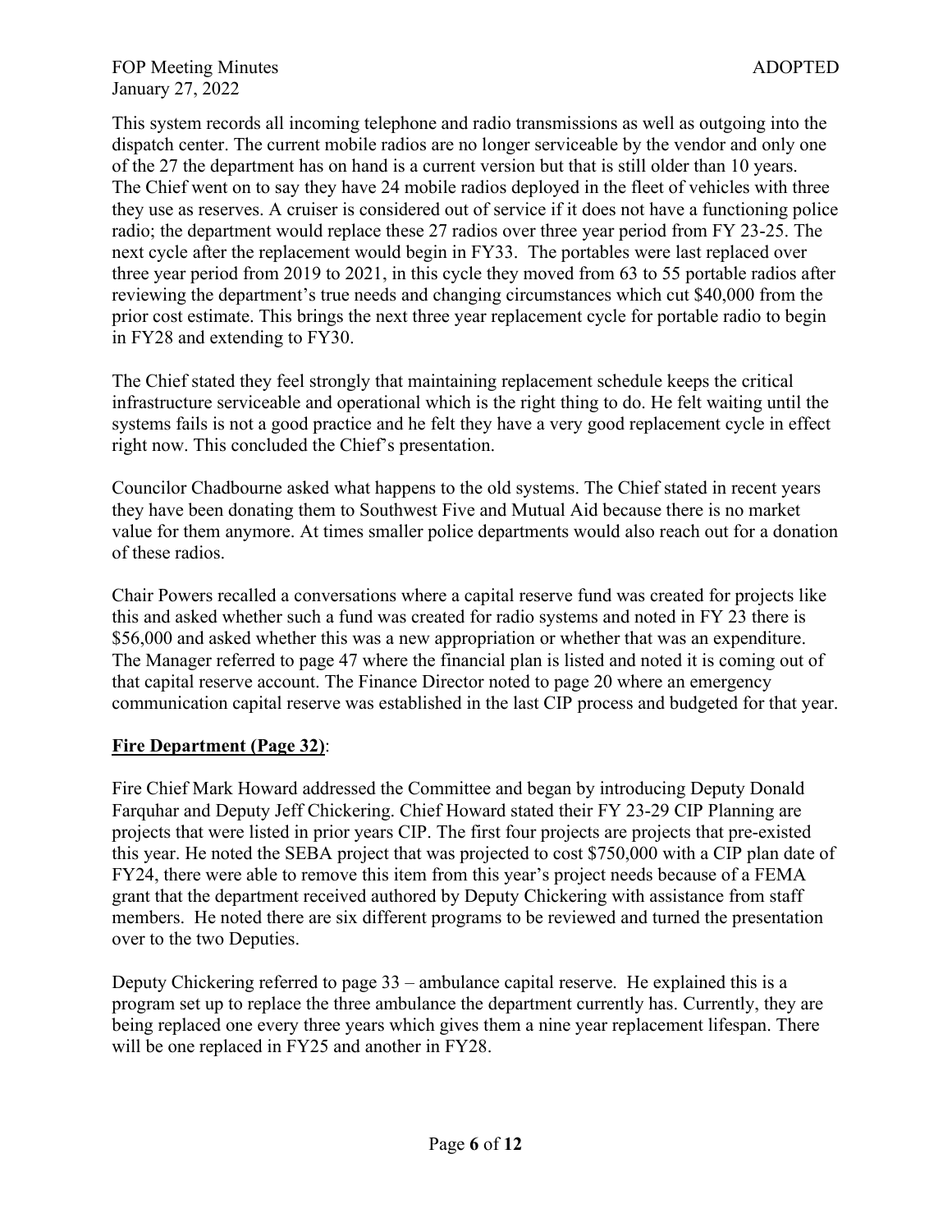This system records all incoming telephone and radio transmissions as well as outgoing into the dispatch center. The current mobile radios are no longer serviceable by the vendor and only one of the 27 the department has on hand is a current version but that is still older than 10 years. The Chief went on to say they have 24 mobile radios deployed in the fleet of vehicles with three they use as reserves. A cruiser is considered out of service if it does not have a functioning police radio; the department would replace these 27 radios over three year period from FY 23-25. The next cycle after the replacement would begin in FY33. The portables were last replaced over three year period from 2019 to 2021, in this cycle they moved from 63 to 55 portable radios after reviewing the department's true needs and changing circumstances which cut $40,000 from the prior cost estimate. This brings the next three year replacement cycle for portable radio to begin in FY28 and extending to FY30.

The Chief stated they feel strongly that maintaining replacement schedule keeps the critical infrastructure serviceable and operational which is the right thing to do. He felt waiting until the systems fails is not a good practice and he felt they have a very good replacement cycle in effect right now. This concluded the Chief's presentation.

Councilor Chadbourne asked what happens to the old systems. The Chief stated in recent years they have been donating them to Southwest Five and Mutual Aid because there is no market value for them anymore. At times smaller police departments would also reach out for a donation of these radios.

Chair Powers recalled a conversations where a capital reserve fund was created for projects like this and asked whether such a fund was created for radio systems and noted in FY 23 there is $56,000 and asked whether this was a new appropriation or whether that was an expenditure. The Manager referred to page 47 where the financial plan is listed and noted it is coming out of that capital reserve account. The Finance Director noted to page 20 where an emergency communication capital reserve was established in the last CIP process and budgeted for that year.

**Fire Department (Page 32)**:

Fire Chief Mark Howard addressed the Committee and began by introducing Deputy Donald Farquhar and Deputy Jeff Chickering. Chief Howard stated their FY 23-29 CIP Planning are projects that were listed in prior years CIP. The first four projects are projects that pre-existed this year. He noted the SEBA project that was projected to cost $750,000 with a CIP plan date of FY24, there were able to remove this item from this year's project needs because of a FEMA grant that the department received authored by Deputy Chickering with assistance from staff members. He noted there are six different programs to be reviewed and turned the presentation over to the two Deputies.

Deputy Chickering referred to page 33 – ambulance capital reserve. He explained this is a program set up to replace the three ambulance the department currently has. Currently, they are being replaced one every three years which gives them a nine year replacement lifespan. There will be one replaced in FY25 and another in FY28.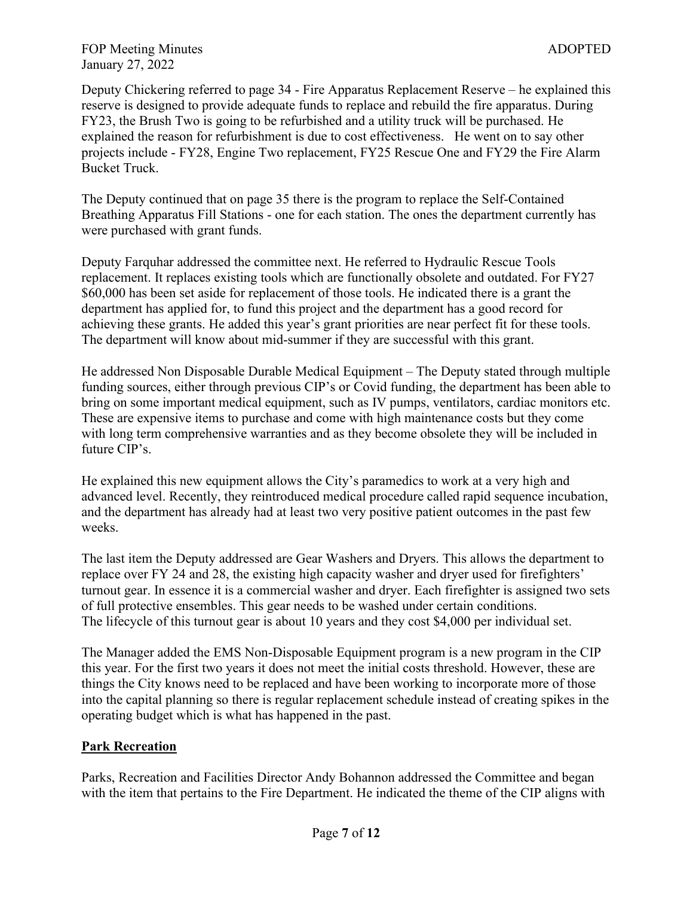Deputy Chickering referred to page 34 - Fire Apparatus Replacement Reserve – he explained this reserve is designed to provide adequate funds to replace and rebuild the fire apparatus. During FY23, the Brush Two is going to be refurbished and a utility truck will be purchased. He explained the reason for refurbishment is due to cost effectiveness. He went on to say other projects include - FY28, Engine Two replacement, FY25 Rescue One and FY29 the Fire Alarm Bucket Truck.

The Deputy continued that on page 35 there is the program to replace the Self-Contained Breathing Apparatus Fill Stations - one for each station. The ones the department currently has were purchased with grant funds.

Deputy Farquhar addressed the committee next. He referred to Hydraulic Rescue Tools replacement. It replaces existing tools which are functionally obsolete and outdated. For FY27 $60,000 has been set aside for replacement of those tools. He indicated there is a grant the department has applied for, to fund this project and the department has a good record for achieving these grants. He added this year's grant priorities are near perfect fit for these tools. The department will know about mid-summer if they are successful with this grant.

He addressed Non Disposable Durable Medical Equipment – The Deputy stated through multiple funding sources, either through previous CIP's or Covid funding, the department has been able to bring on some important medical equipment, such as IV pumps, ventilators, cardiac monitors etc. These are expensive items to purchase and come with high maintenance costs but they come with long term comprehensive warranties and as they become obsolete they will be included in future CIP's.

He explained this new equipment allows the City's paramedics to work at a very high and advanced level. Recently, they reintroduced medical procedure called rapid sequence incubation, and the department has already had at least two very positive patient outcomes in the past few weeks.

The last item the Deputy addressed are Gear Washers and Dryers. This allows the department to replace over FY 24 and 28, the existing high capacity washer and dryer used for firefighters' turnout gear. In essence it is a commercial washer and dryer. Each firefighter is assigned two sets of full protective ensembles. This gear needs to be washed under certain conditions. The lifecycle of this turnout gear is about 10 years and they cost $4,000 per individual set.

The Manager added the EMS Non-Disposable Equipment program is a new program in the CIP this year. For the first two years it does not meet the initial costs threshold. However, these are things the City knows need to be replaced and have been working to incorporate more of those into the capital planning so there is regular replacement schedule instead of creating spikes in the operating budget which is what has happened in the past.

**Park Recreation**

Parks, Recreation and Facilities Director Andy Bohannon addressed the Committee and began with the item that pertains to the Fire Department. He indicated the theme of the CIP aligns with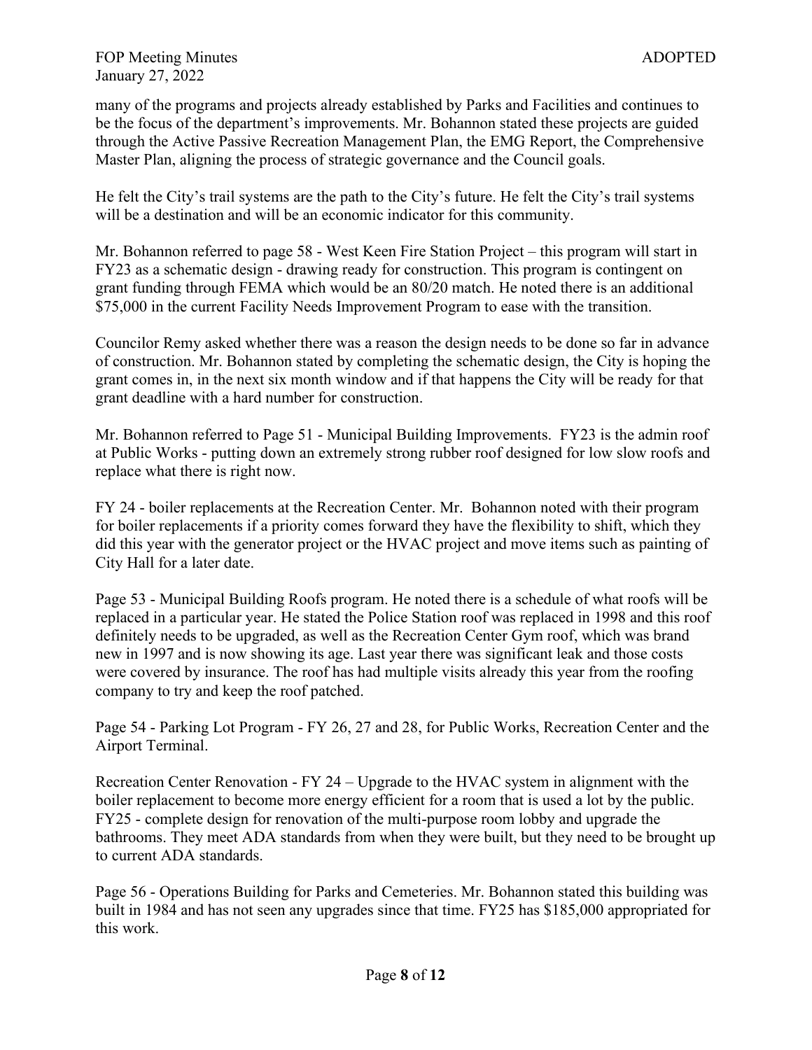many of the programs and projects already established by Parks and Facilities and continues to be the focus of the department's improvements. Mr. Bohannon stated these projects are guided through the Active Passive Recreation Management Plan, the EMG Report, the Comprehensive Master Plan, aligning the process of strategic governance and the Council goals.

He felt the City's trail systems are the path to the City's future. He felt the City's trail systems will be a destination and will be an economic indicator for this community.

Mr. Bohannon referred to page 58 - West Keen Fire Station Project – this program will start in FY23 as a schematic design - drawing ready for construction. This program is contingent on grant funding through FEMA which would be an 80/20 match. He noted there is an additional $75,000 in the current Facility Needs Improvement Program to ease with the transition.

Councilor Remy asked whether there was a reason the design needs to be done so far in advance of construction. Mr. Bohannon stated by completing the schematic design, the City is hoping the grant comes in, in the next six month window and if that happens the City will be ready for that grant deadline with a hard number for construction.

Mr. Bohannon referred to Page 51 - Municipal Building Improvements. FY23 is the admin roof at Public Works - putting down an extremely strong rubber roof designed for low slow roofs and replace what there is right now.

FY 24 - boiler replacements at the Recreation Center. Mr. Bohannon noted with their program for boiler replacements if a priority comes forward they have the flexibility to shift, which they did this year with the generator project or the HVAC project and move items such as painting of City Hall for a later date.

Page 53 - Municipal Building Roofs program. He noted there is a schedule of what roofs will be replaced in a particular year. He stated the Police Station roof was replaced in 1998 and this roof definitely needs to be upgraded, as well as the Recreation Center Gym roof, which was brand new in 1997 and is now showing its age. Last year there was significant leak and those costs were covered by insurance. The roof has had multiple visits already this year from the roofing company to try and keep the roof patched.

Page 54 - Parking Lot Program - FY 26, 27 and 28, for Public Works, Recreation Center and the Airport Terminal.

Recreation Center Renovation - FY 24 – Upgrade to the HVAC system in alignment with the boiler replacement to become more energy efficient for a room that is used a lot by the public. FY25 - complete design for renovation of the multi-purpose room lobby and upgrade the bathrooms. They meet ADA standards from when they were built, but they need to be brought up to current ADA standards.

Page 56 - Operations Building for Parks and Cemeteries. Mr. Bohannon stated this building was built in 1984 and has not seen any upgrades since that time. FY25 has $185,000 appropriated for this work.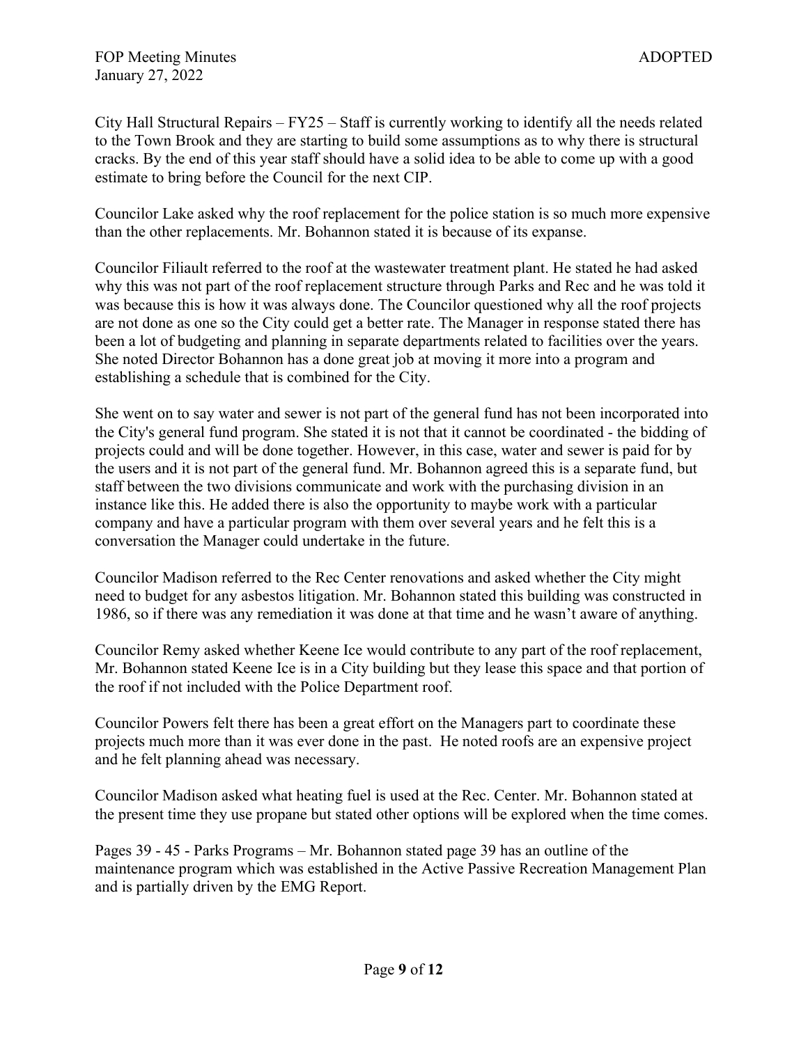City Hall Structural Repairs – FY25 – Staff is currently working to identify all the needs related to the Town Brook and they are starting to build some assumptions as to why there is structural cracks. By the end of this year staff should have a solid idea to be able to come up with a good estimate to bring before the Council for the next CIP.

Councilor Lake asked why the roof replacement for the police station is so much more expensive than the other replacements. Mr. Bohannon stated it is because of its expanse.

Councilor Filiault referred to the roof at the wastewater treatment plant. He stated he had asked why this was not part of the roof replacement structure through Parks and Rec and he was told it was because this is how it was always done. The Councilor questioned why all the roof projects are not done as one so the City could get a better rate. The Manager in response stated there has been a lot of budgeting and planning in separate departments related to facilities over the years. She noted Director Bohannon has a done great job at moving it more into a program and establishing a schedule that is combined for the City.

She went on to say water and sewer is not part of the general fund has not been incorporated into the City's general fund program. She stated it is not that it cannot be coordinated - the bidding of projects could and will be done together. However, in this case, water and sewer is paid for by the users and it is not part of the general fund. Mr. Bohannon agreed this is a separate fund, but staff between the two divisions communicate and work with the purchasing division in an instance like this. He added there is also the opportunity to maybe work with a particular company and have a particular program with them over several years and he felt this is a conversation the Manager could undertake in the future.

Councilor Madison referred to the Rec Center renovations and asked whether the City might need to budget for any asbestos litigation. Mr. Bohannon stated this building was constructed in 1986, so if there was any remediation it was done at that time and he wasn't aware of anything.

Councilor Remy asked whether Keene Ice would contribute to any part of the roof replacement, Mr. Bohannon stated Keene Ice is in a City building but they lease this space and that portion of the roof if not included with the Police Department roof.

Councilor Powers felt there has been a great effort on the Managers part to coordinate these projects much more than it was ever done in the past. He noted roofs are an expensive project and he felt planning ahead was necessary.

Councilor Madison asked what heating fuel is used at the Rec. Center. Mr. Bohannon stated at the present time they use propane but stated other options will be explored when the time comes.

Pages 39 - 45 - Parks Programs – Mr. Bohannon stated page 39 has an outline of the maintenance program which was established in the Active Passive Recreation Management Plan and is partially driven by the EMG Report.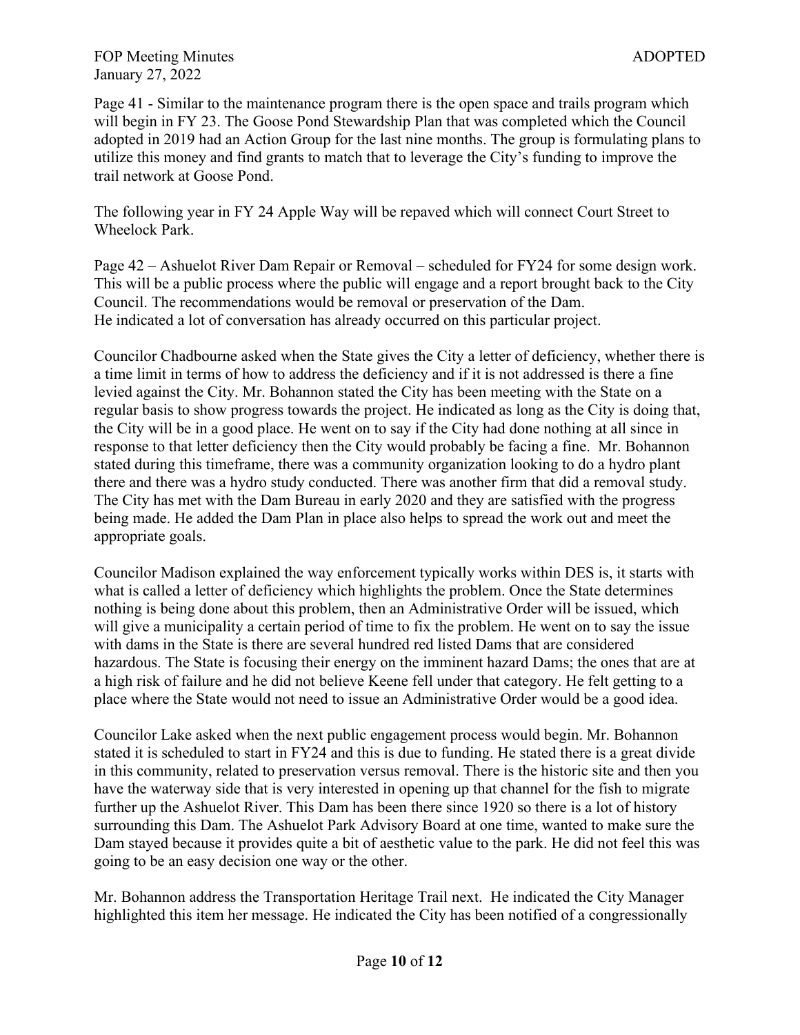Page 41 - Similar to the maintenance program there is the open space and trails program which will begin in FY 23. The Goose Pond Stewardship Plan that was completed which the Council adopted in 2019 had an Action Group for the last nine months. The group is formulating plans to utilize this money and find grants to match that to leverage the City's funding to improve the trail network at Goose Pond.

The following year in FY 24 Apple Way will be repaved which will connect Court Street to Wheelock Park.

Page 42 – Ashuelot River Dam Repair or Removal – scheduled for FY24 for some design work. This will be a public process where the public will engage and a report brought back to the City Council. The recommendations would be removal or preservation of the Dam.
He indicated a lot of conversation has already occurred on this particular project.

Councilor Chadbourne asked when the State gives the City a letter of deficiency, whether there is a time limit in terms of how to address the deficiency and if it is not addressed is there a fine levied against the City. Mr. Bohannon stated the City has been meeting with the State on a regular basis to show progress towards the project. He indicated as long as the City is doing that, the City will be in a good place. He went on to say if the City had done nothing at all since in response to that letter deficiency then the City would probably be facing a fine. Mr. Bohannon stated during this timeframe, there was a community organization looking to do a hydro plant there and there was a hydro study conducted. There was another firm that did a removal study. The City has met with the Dam Bureau in early 2020 and they are satisfied with the progress being made. He added the Dam Plan in place also helps to spread the work out and meet the appropriate goals.

Councilor Madison explained the way enforcement typically works within DES is, it starts with what is called a letter of deficiency which highlights the problem. Once the State determines nothing is being done about this problem, then an Administrative Order will be issued, which will give a municipality a certain period of time to fix the problem. He went on to say the issue with dams in the State is there are several hundred red listed Dams that are considered hazardous. The State is focusing their energy on the imminent hazard Dams; the ones that are at a high risk of failure and he did not believe Keene fell under that category. He felt getting to a place where the State would not need to issue an Administrative Order would be a good idea.

Councilor Lake asked when the next public engagement process would begin. Mr. Bohannon stated it is scheduled to start in FY24 and this is due to funding. He stated there is a great divide in this community, related to preservation versus removal. There is the historic site and then you have the waterway side that is very interested in opening up that channel for the fish to migrate further up the Ashuelot River. This Dam has been there since 1920 so there is a lot of history surrounding this Dam. The Ashuelot Park Advisory Board at one time, wanted to make sure the Dam stayed because it provides quite a bit of aesthetic value to the park. He did not feel this was going to be an easy decision one way or the other.

Mr. Bohannon address the Transportation Heritage Trail next. He indicated the City Manager highlighted this item her message. He indicated the City has been notified of a congressionally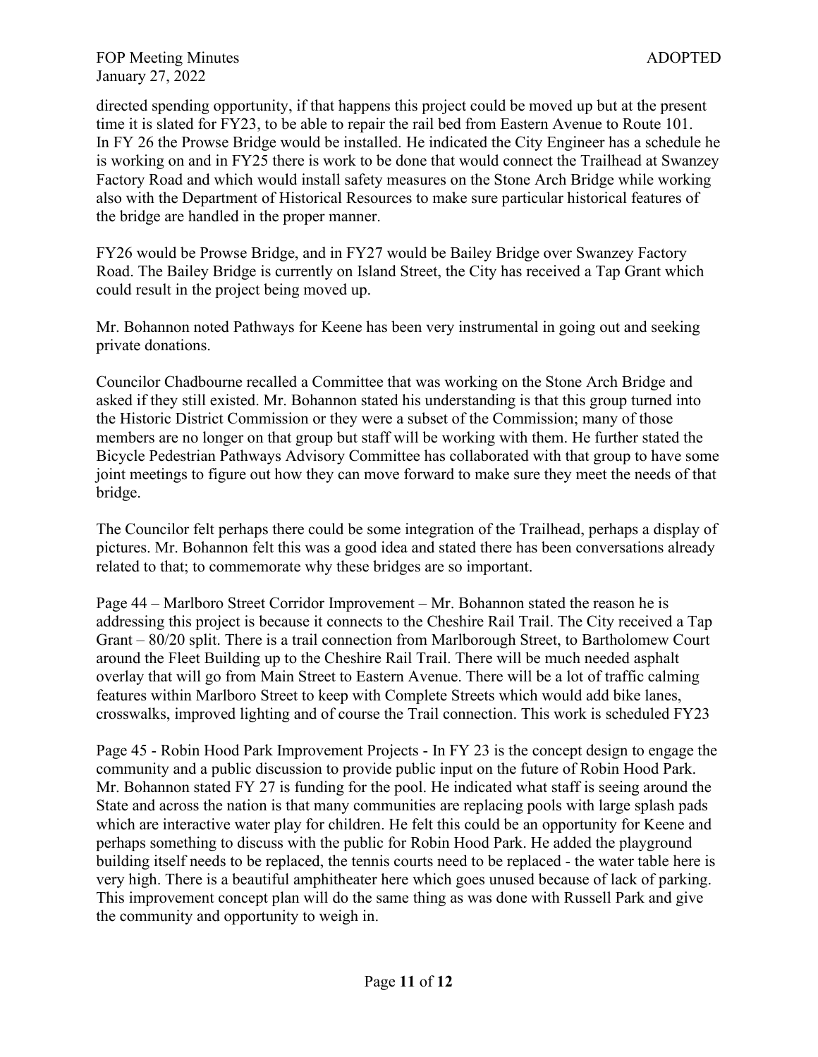directed spending opportunity, if that happens this project could be moved up but at the present time it is slated for FY23, to be able to repair the rail bed from Eastern Avenue to Route 101. In FY 26 the Prowse Bridge would be installed. He indicated the City Engineer has a schedule he is working on and in FY25 there is work to be done that would connect the Trailhead at Swanzey Factory Road and which would install safety measures on the Stone Arch Bridge while working also with the Department of Historical Resources to make sure particular historical features of the bridge are handled in the proper manner.

FY26 would be Prowse Bridge, and in FY27 would be Bailey Bridge over Swanzey Factory Road. The Bailey Bridge is currently on Island Street, the City has received a Tap Grant which could result in the project being moved up.

Mr. Bohannon noted Pathways for Keene has been very instrumental in going out and seeking private donations.

Councilor Chadbourne recalled a Committee that was working on the Stone Arch Bridge and asked if they still existed. Mr. Bohannon stated his understanding is that this group turned into the Historic District Commission or they were a subset of the Commission; many of those members are no longer on that group but staff will be working with them. He further stated the Bicycle Pedestrian Pathways Advisory Committee has collaborated with that group to have some joint meetings to figure out how they can move forward to make sure they meet the needs of that bridge.

The Councilor felt perhaps there could be some integration of the Trailhead, perhaps a display of pictures. Mr. Bohannon felt this was a good idea and stated there has been conversations already related to that; to commemorate why these bridges are so important.

Page 44 – Marlboro Street Corridor Improvement – Mr. Bohannon stated the reason he is addressing this project is because it connects to the Cheshire Rail Trail. The City received a Tap Grant – 80/20 split. There is a trail connection from Marlborough Street, to Bartholomew Court around the Fleet Building up to the Cheshire Rail Trail. There will be much needed asphalt overlay that will go from Main Street to Eastern Avenue. There will be a lot of traffic calming features within Marlboro Street to keep with Complete Streets which would add bike lanes, crosswalks, improved lighting and of course the Trail connection. This work is scheduled FY23

Page 45 - Robin Hood Park Improvement Projects - In FY 23 is the concept design to engage the community and a public discussion to provide public input on the future of Robin Hood Park. Mr. Bohannon stated FY 27 is funding for the pool. He indicated what staff is seeing around the State and across the nation is that many communities are replacing pools with large splash pads which are interactive water play for children. He felt this could be an opportunity for Keene and perhaps something to discuss with the public for Robin Hood Park. He added the playground building itself needs to be replaced, the tennis courts need to be replaced - the water table here is very high. There is a beautiful amphitheater here which goes unused because of lack of parking. This improvement concept plan will do the same thing as was done with Russell Park and give the community and opportunity to weigh in.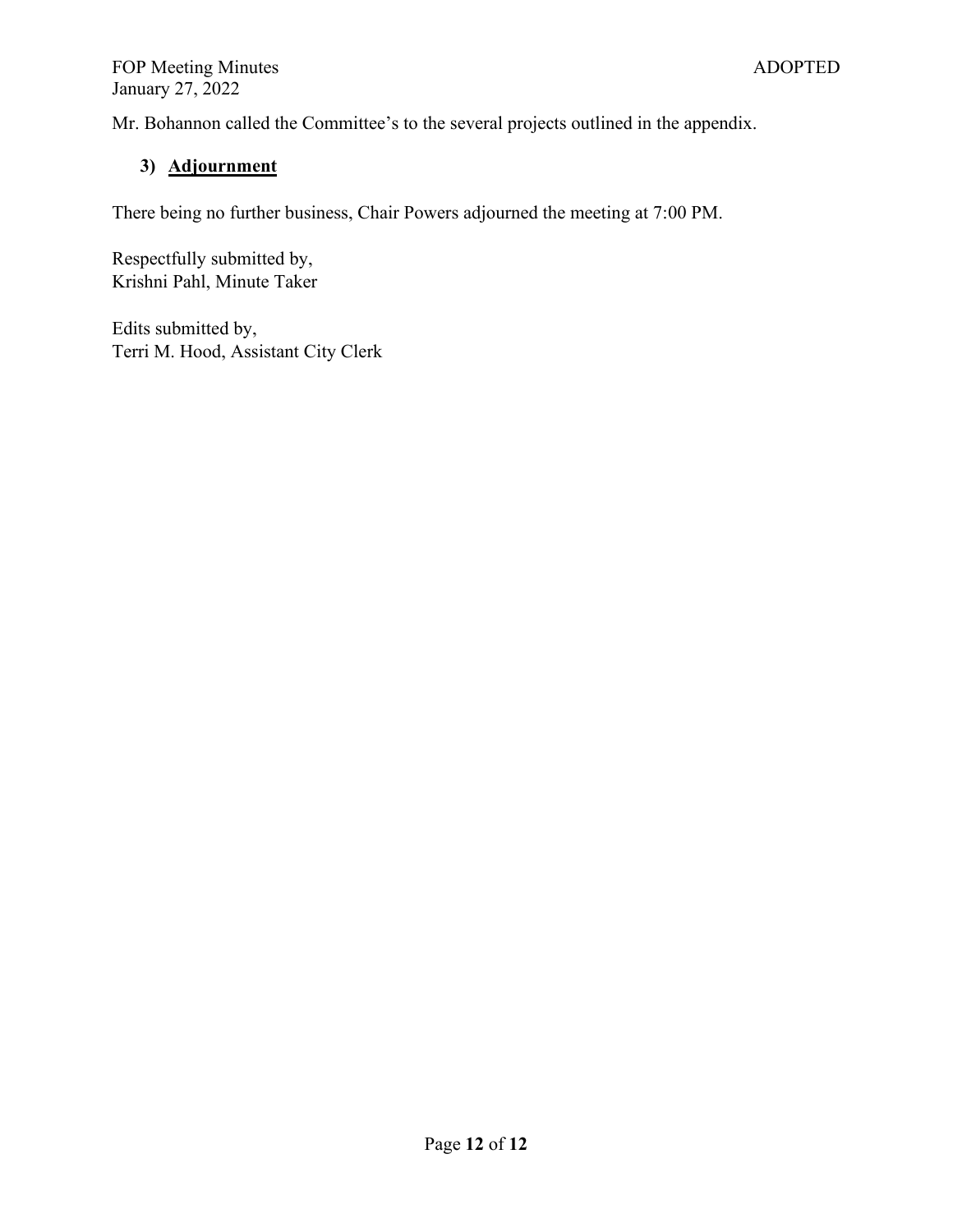Mr. Bohannon called the Committee's to the several projects outlined in the appendix.

### 3) Adjournment

There being no further business, Chair Powers adjourned the meeting at 7:00 PM.

Respectfully submitted by,
Krishni Pahl, Minute Taker

Edits submitted by,
Terri M. Hood, Assistant City Clerk